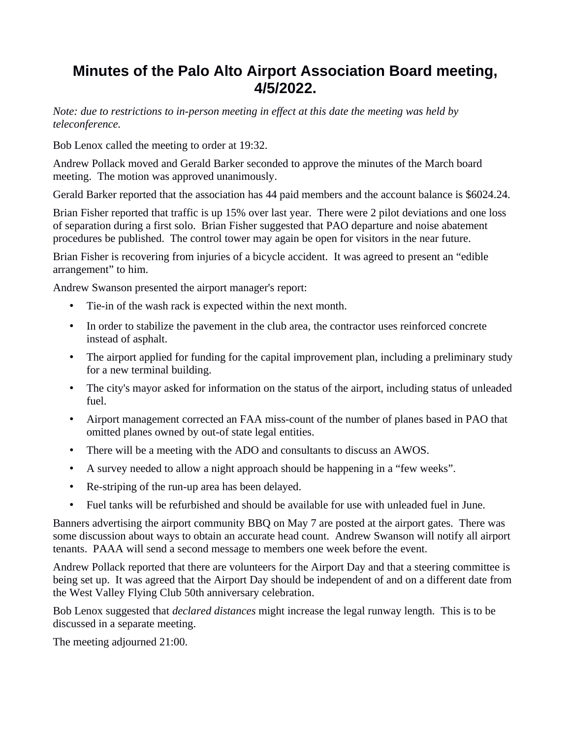# Minutes of the Palo Alto Airport Association Board meeting, 4/5/2022.

*Note: due to restrictions to in-person meeting in effect at this date the meeting was held by teleconference.*

Bob Lenox called the meeting to order at 19:32.

Andrew Pollack moved and Gerald Barker seconded to approve the minutes of the March board meeting. The motion was approved unanimously.

Gerald Barker reported that the association has 44 paid members and the account balance is $6024.24.

Brian Fisher reported that traffic is up 15% over last year. There were 2 pilot deviations and one loss of separation during a first solo. Brian Fisher suggested that PAO departure and noise abatement procedures be published. The control tower may again be open for visitors in the near future.

Brian Fisher is recovering from injuries of a bicycle accident. It was agreed to present an "edible arrangement" to him.

Andrew Swanson presented the airport manager's report:

- Tie-in of the wash rack is expected within the next month.
- In order to stabilize the pavement in the club area, the contractor uses reinforced concrete instead of asphalt.
- The airport applied for funding for the capital improvement plan, including a preliminary study for a new terminal building.
- The city's mayor asked for information on the status of the airport, including status of unleaded fuel.
- Airport management corrected an FAA miss-count of the number of planes based in PAO that omitted planes owned by out-of state legal entities.
- There will be a meeting with the ADO and consultants to discuss an AWOS.
- A survey needed to allow a night approach should be happening in a "few weeks".
- Re-striping of the run-up area has been delayed.
- Fuel tanks will be refurbished and should be available for use with unleaded fuel in June.

Banners advertising the airport community BBQ on May 7 are posted at the airport gates. There was some discussion about ways to obtain an accurate head count. Andrew Swanson will notify all airport tenants. PAAA will send a second message to members one week before the event.

Andrew Pollack reported that there are volunteers for the Airport Day and that a steering committee is being set up. It was agreed that the Airport Day should be independent of and on a different date from the West Valley Flying Club 50th anniversary celebration.

Bob Lenox suggested that *declared distances* might increase the legal runway length. This is to be discussed in a separate meeting.

The meeting adjourned 21:00.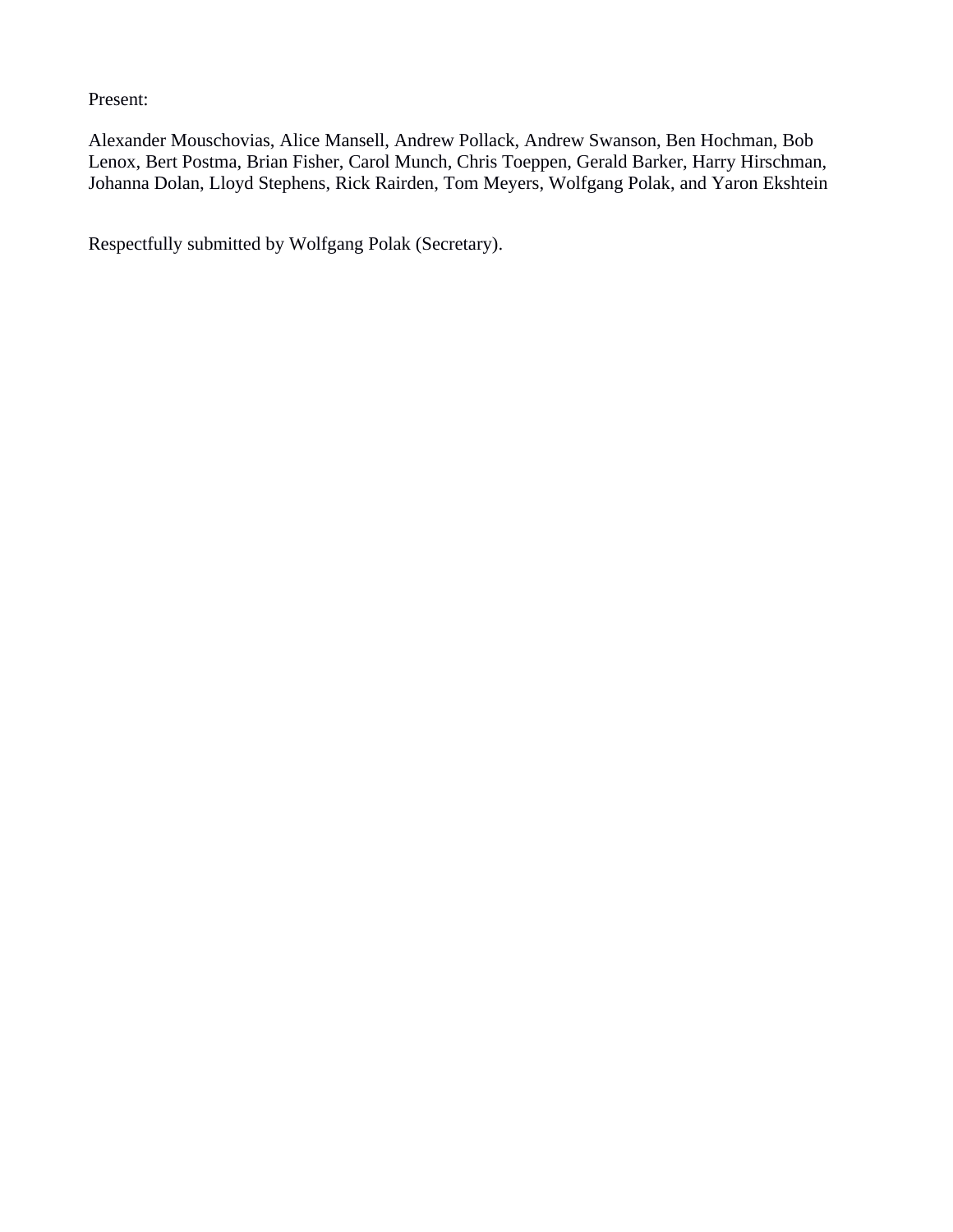Present:

Alexander Mouschovias, Alice Mansell, Andrew Pollack, Andrew Swanson, Ben Hochman, Bob Lenox, Bert Postma, Brian Fisher, Carol Munch, Chris Toeppen, Gerald Barker, Harry Hirschman, Johanna Dolan, Lloyd Stephens, Rick Rairden, Tom Meyers, Wolfgang Polak, and Yaron Ekshtein

Respectfully submitted by Wolfgang Polak (Secretary).